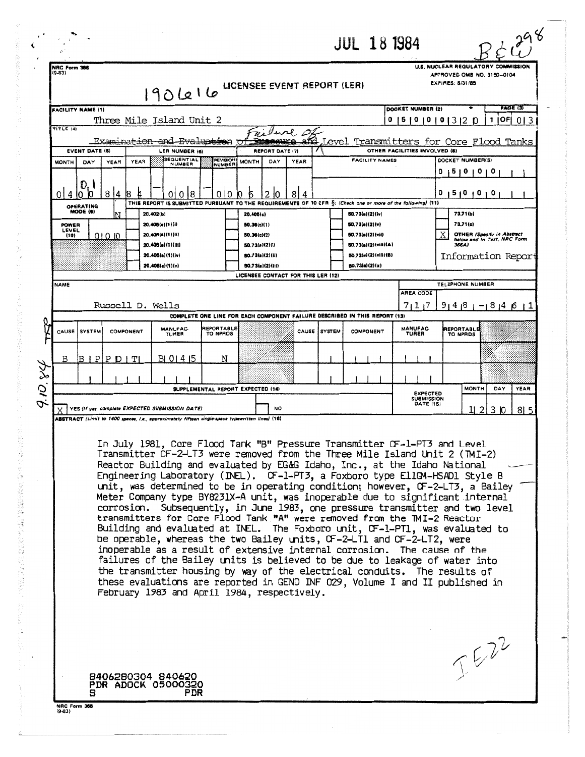JUL 18 1984

B&W 298

NRC Form 366 (9-83)

U.S. NUCLEAR REGULATORY COMMISSION
APPROVED OMB NO. 3150-0104
EXPIRES: 8/31/85

1906616

# LICENSEE EVENT REPORT (LER)

| FACILITY NAME (1) | DOCKET NUMBER (2) | PAGE (3) |
|---|---|---|
| Three Mile Island Unit 2 | 0 5 0 0 0 3 2 0 | 1 OF 0 3 |

TITLE (4): ~~Examination and Evaluation~~ Failure of ~~Pressure and~~ Level Transmitters for Core Flood Tanks

| EVENT DATE (5) | | | LER NUMBER (6) | | | REPORT DATE (7) | | | OTHER FACILITIES INVOLVED (8) | |
|---|---|---|---|---|---|---|---|---|---|---|
| MONTH | DAY | YEAR | YEAR | SEQUENTIAL NUMBER | REVISION NUMBER | MONTH | DAY | YEAR | FACILITY NAMES | DOCKET NUMBER(S) |
| 0 4 | ~~0 0~~ 0 1 | 8 4 | 8 4 | 0 0 8 | 0 0 | 0 6 | 2 0 | 8 4 | | 0 5 0 0 0 |
| | | | | | | | | | | 0 5 0 0 0 |

THIS REPORT IS SUBMITTED PURSUANT TO THE REQUIREMENTS OF 10 CFR §: (Check one or more of the following) (11)

OPERATING MODE (9): N

POWER LEVEL (10): 0 0 0

| | | | | |
|---|---|---|---|---|
| 20.402(b) | 20.405(c) | 50.73(a)(2)(iv) | 73.71(b) |
| 20.405(a)(1)(i) | 50.36(c)(1) | 50.73(a)(2)(v) | 73.71(c) |
| 20.405(a)(1)(ii) | 50.36(c)(2) | 50.73(a)(2)(vii) | X OTHER (Specify in Abstract below and in Text, NRC Form 366A) |
| 20.405(a)(1)(iii) | 50.73(a)(2)(i) | 50.73(a)(2)(viii)(A) | Information Report |
| 20.405(a)(1)(iv) | 50.73(a)(2)(ii) | 50.73(a)(2)(viii)(B) | |
| 20.405(a)(1)(v) | 50.73(a)(2)(iii) | 50.73(a)(2)(x) | |

LICENSEE CONTACT FOR THIS LER (12)

| NAME | TELEPHONE NUMBER |
|---|---|
| Russell D. Wells | 7 1 7 9 4 8 - 8 4 6 1 |

COMPLETE ONE LINE FOR EACH COMPONENT FAILURE DESCRIBED IN THIS REPORT (13)

| CAUSE | SYSTEM | COMPONENT | MANUFACTURER | REPORTABLE TO NPRDS | CAUSE | SYSTEM | COMPONENT | MANUFACTURER | REPORTABLE TO NPRDS |
|---|---|---|---|---|---|---|---|---|---|
| B | B P | P D T | B 0 4 5 | N | | | | | |
| | | | | | | | | | |

SUPPLEMENTAL REPORT EXPECTED (14)

X YES (If yes, complete EXPECTED SUBMISSION DATE) ☐ NO

EXPECTED SUBMISSION DATE (15): 1 2 3 0 8 5

ABSTRACT (Limit to 1400 spaces, i.e., approximately fifteen single-space typewritten lines) (16)

In July 1981, Core Flood Tank "B" Pressure Transmitter CF-1-PT3 and Level Transmitter CF-2-LT3 were removed from the Three Mile Island Unit 2 (TMI-2) Reactor Building and evaluated by EG&G Idaho, Inc., at the Idaho National Engineering Laboratory (INEL). CF-1-PT3, a Foxboro type E11GM-HSAD1 Style B unit, was determined to be in operating condition; however, CF-2-LT3, a Bailey Meter Company type BY8231X-A unit, was inoperable due to significant internal corrosion. Subsequently, in June 1983, one pressure transmitter and two level transmitters for Core Flood Tank "A" were removed from the TMI-2 Reactor Building and evaluated at INEL. The Foxboro unit, CF-1-PT1, was evaluated to be operable, whereas the two Bailey units, CF-2-LT1 and CF-2-LT2, were inoperable as a result of extensive internal corrosion. The cause of the failures of the Bailey units is believed to be due to leakage of water into the transmitter housing by way of the electrical conduits. The results of these evaluations are reported in GEND INF 029, Volume I and II published in February 1983 and April 1984, respectively.

8406280304 840620
PDR ADOCK 05000320
S PDR

IE22

9.10.84 TFP

NRC Form 366 (9-83)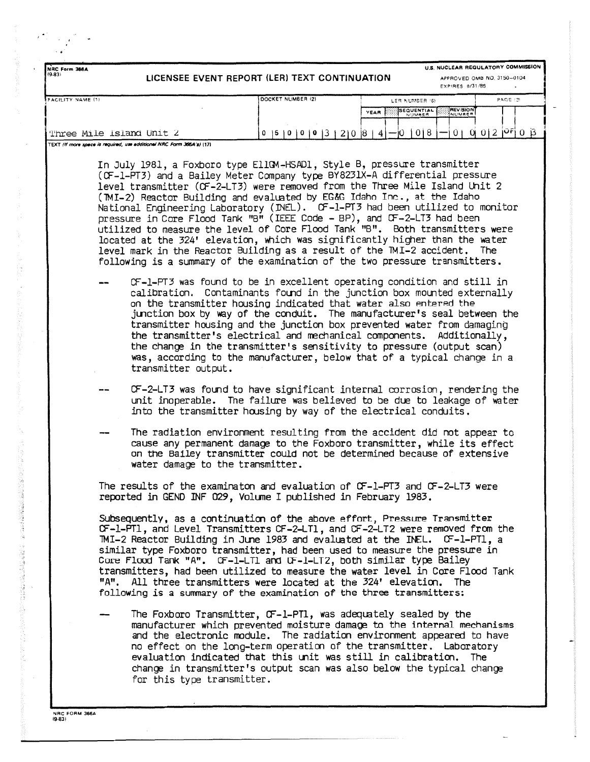In July 1981, a Foxboro type E11GM-HSAD1, Style B, pressure transmitter (CF-1-PT3) and a Bailey Meter Company type BY8231X-A differential pressure level transmitter (CF-2-LT3) were removed from the Three Mile Island Unit 2 (TMI-2) Reactor Building and evaluated by EG&G Idaho Inc., at the Idaho National Engineering Laboratory (INEL). CF-1-PT3 had been utilized to monitor pressure in Core Flood Tank "B" (IEEE Code - BP), and CF-2-LT3 had been utilized to measure the level of Core Flood Tank "B". Both transmitters were located at the 324' elevation, which was significantly higher than the water level mark in the Reactor Building as a result of the TMI-2 accident. The following is a summary of the examination of the two pressure transmitters.

- CF-1-PT3 was found to be in excellent operating condition and still in calibration. Contaminants found in the junction box mounted externally on the transmitter housing indicated that water also entered the junction box by way of the conduit. The manufacturer's seal between the transmitter housing and the junction box prevented water from damaging the transmitter's electrical and mechanical components. Additionally, the change in the transmitter's sensitivity to pressure (output scan) was, according to the manufacturer, below that of a typical change in a transmitter output.

- CF-2-LT3 was found to have significant internal corrosion, rendering the unit inoperable. The failure was believed to be due to leakage of water into the transmitter housing by way of the electrical conduits.

- The radiation environment resulting from the accident did not appear to cause any permanent damage to the Foxboro transmitter, while its effect on the Bailey transmitter could not be determined because of extensive water damage to the transmitter.

The results of the examinaton and evaluation of CF-1-PT3 and CF-2-LT3 were reported in GEND INF 029, Volume I published in February 1983.

Subsequently, as a continuation of the above effort, Pressure Transmitter CF-1-PT1, and Level Transmitters CF-2-LT1, and CF-2-LT2 were removed from the TMI-2 Reactor Building in June 1983 and evaluated at the INEL. CF-1-PT1, a similar type Foxboro transmitter, had been used to measure the pressure in Core Flood Tank "A". CF-1-LT1 and CF-1-LT2, both similar type Bailey transmitters, had been utilized to measure the water level in Core Flood Tank "A". All three transmitters were located at the 324' elevation. The following is a summary of the examination of the three transmitters:

- The Foxboro Transmitter, CF-1-PT1, was adequately sealed by the manufacturer which prevented moisture damage to the internal mechanisms and the electronic module. The radiation environment appeared to have no effect on the long-term operation of the transmitter. Laboratory evaluation indicated that this unit was still in calibration. The change in transmitter's output scan was also below the typical change for this type transmitter.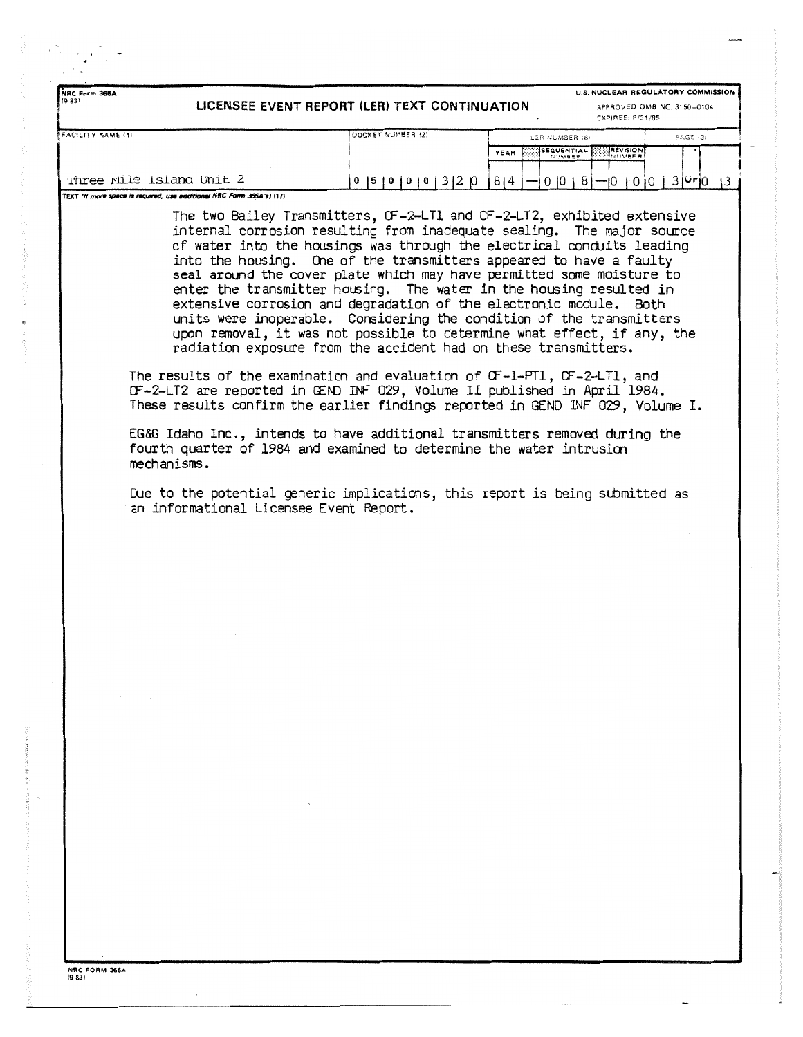NRC Form 366A (9-83)

**LICENSEE EVENT REPORT (LER) TEXT CONTINUATION**

U.S. NUCLEAR REGULATORY COMMISSION
APPROVED OMB NO. 3150-0104
EXPIRES: 8/31/85

| FACILITY NAME (1) | DOCKET NUMBER (2) | LER NUMBER (6) | | | PAGE (3) |
|---|---|---|---|---|---|
| | | YEAR | SEQUENTIAL NUMBER | REVISION NUMBER | |
| Three Mile Island Unit 2 | 0 5 0 0 0 3 2 0 | 8 4 | 0 0 8 | 0 0 | 0 3 OF 0 3 |

TEXT *(If more space is required, use additional NRC Form 366A's)* (17)

The two Bailey Transmitters, CF-2-LT1 and CF-2-LT2, exhibited extensive internal corrosion resulting from inadequate sealing. The major source of water into the housings was through the electrical conduits leading into the housing. One of the transmitters appeared to have a faulty seal around the cover plate which may have permitted some moisture to enter the transmitter housing. The water in the housing resulted in extensive corrosion and degradation of the electronic module. Both units were inoperable. Considering the condition of the transmitters upon removal, it was not possible to determine what effect, if any, the radiation exposure from the accident had on these transmitters.

The results of the examination and evaluation of CF-1-PT1, CF-2-LT1, and CF-2-LT2 are reported in GEND INF 029, Volume II published in April 1984. These results confirm the earlier findings reported in GEND INF 029, Volume I.

EG&G Idaho Inc., intends to have additional transmitters removed during the fourth quarter of 1984 and examined to determine the water intrusion mechanisms.

Due to the potential generic implications, this report is being submitted as an informational Licensee Event Report.

NRC FORM 366A (9-83)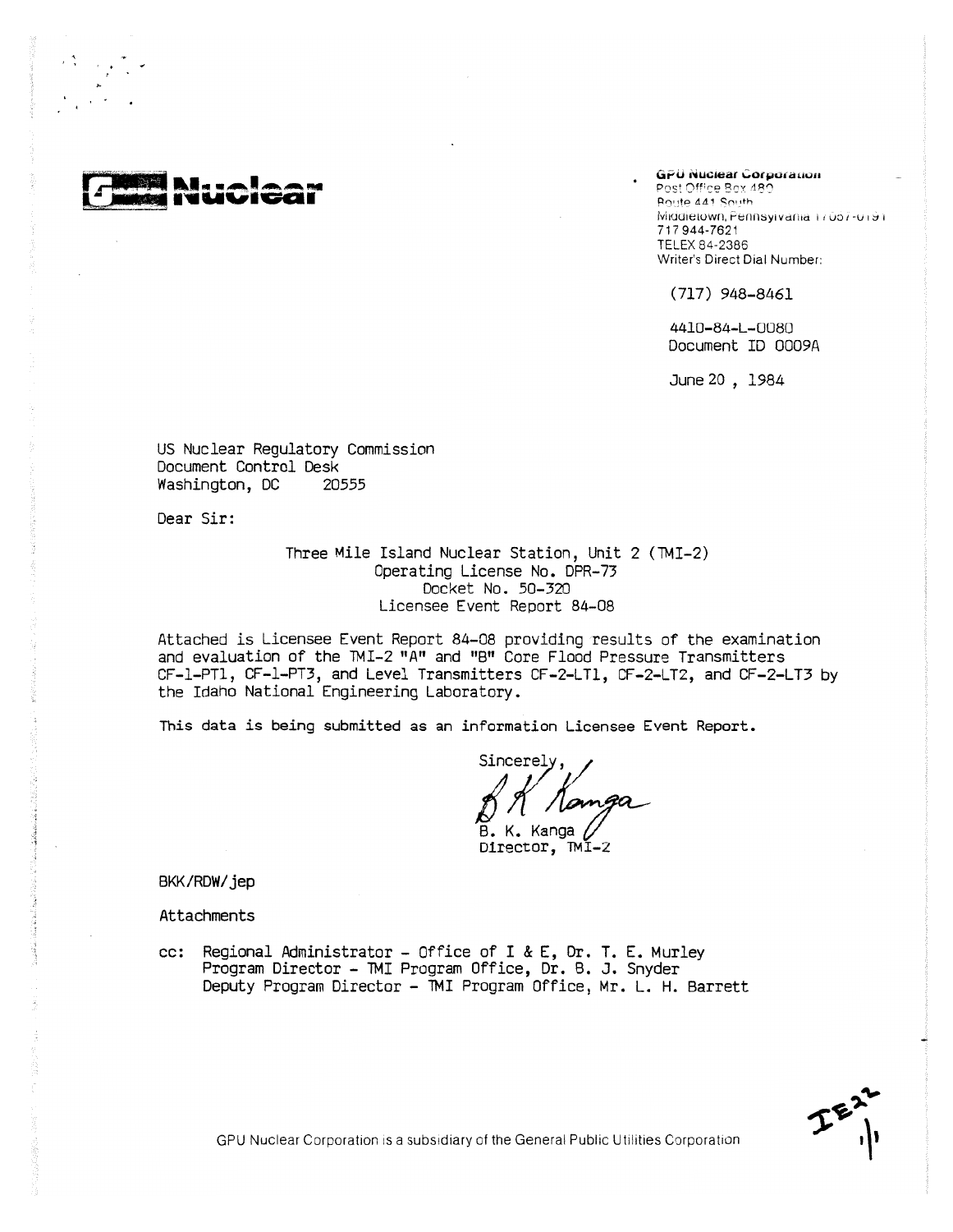**GPU Nuclear**

GPU Nuclear Corporation
Post Office Box 480
Route 441 South
Middletown, Pennsylvania 17057-0191
717 944-7621
TELEX 84-2386
Writer's Direct Dial Number:

(717) 948-8461

4410-84-L-0080
Document ID 0009A

June 20 , 1984

US Nuclear Regulatory Commission
Document Control Desk
Washington, DC 20555

Dear Sir:

Three Mile Island Nuclear Station, Unit 2 (TMI-2)
Operating License No. DPR-73
Docket No. 50-320
Licensee Event Report 84-08

Attached is Licensee Event Report 84-08 providing results of the examination and evaluation of the TMI-2 "A" and "B" Core Flood Pressure Transmitters CF-1-PT1, CF-1-PT3, and Level Transmitters CF-2-LT1, CF-2-LT2, and CF-2-LT3 by the Idaho National Engineering Laboratory.

This data is being submitted as an information Licensee Event Report.

Sincerely,

B. K. Kanga
Director, TMI-2

BKK/RDW/jep

Attachments

cc: Regional Administrator - Office of I & E, Dr. T. E. Murley
Program Director - TMI Program Office, Dr. B. J. Snyder
Deputy Program Director - TMI Program Office, Mr. L. H. Barrett

GPU Nuclear Corporation is a subsidiary of the General Public Utilities Corporation